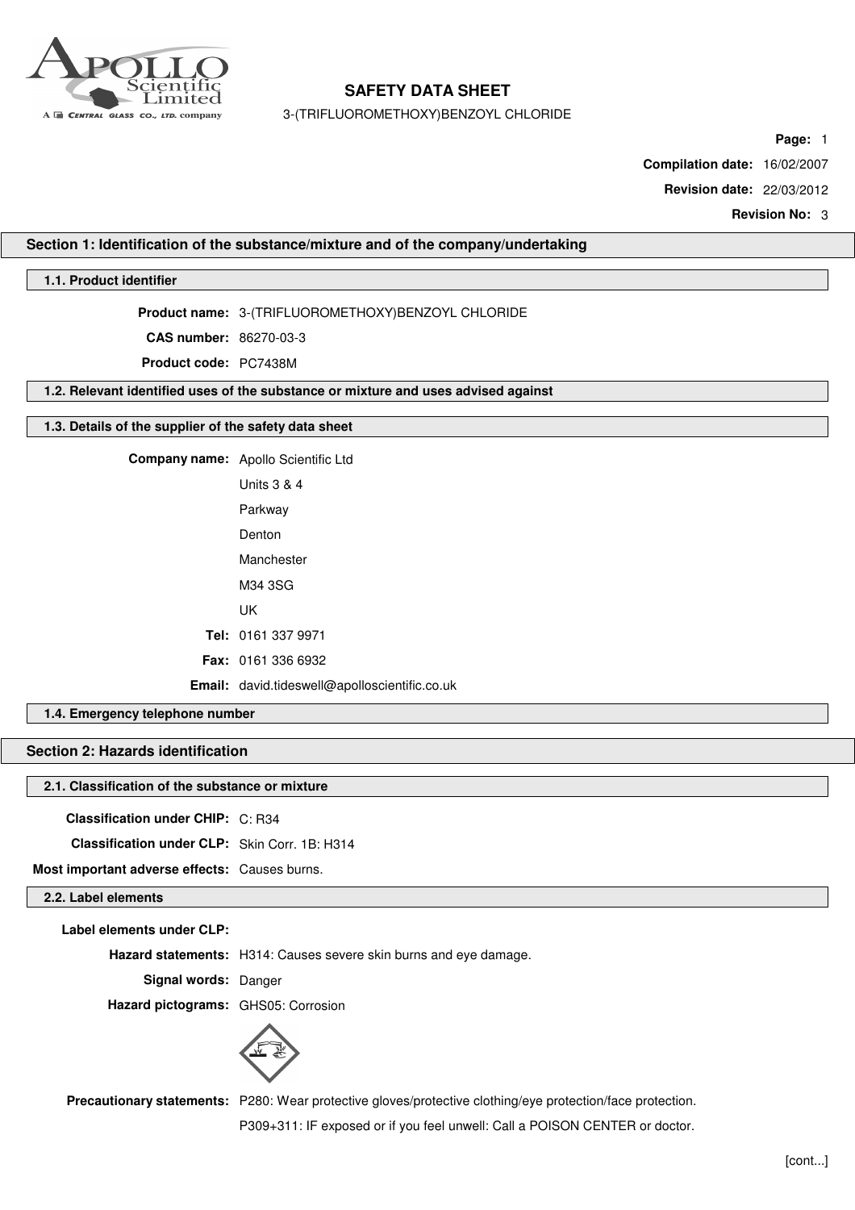# SAFETY DATA SHEET

3-(TRIFLUOROMETHOXY)BENZOYL CHLORIDE

**Page:** 1
**Compilation date:** 16/02/2007
**Revision date:** 22/03/2012
**Revision No:** 3

## Section 1: Identification of the substance/mixture and of the company/undertaking

### 1.1. Product identifier

**Product name:** 3-(TRIFLUOROMETHOXY)BENZOYL CHLORIDE

**CAS number:** 86270-03-3

**Product code:** PC7438M

### 1.2. Relevant identified uses of the substance or mixture and uses advised against

### 1.3. Details of the supplier of the safety data sheet

**Company name:** Apollo Scientific Ltd
Units 3 & 4
Parkway
Denton
Manchester
M34 3SG
UK

**Tel:** 0161 337 9971

**Fax:** 0161 336 6932

**Email:** david.tideswell@apolloscientific.co.uk

### 1.4. Emergency telephone number

## Section 2: Hazards identification

### 2.1. Classification of the substance or mixture

**Classification under CHIP:** C: R34

**Classification under CLP:** Skin Corr. 1B: H314

**Most important adverse effects:** Causes burns.

### 2.2. Label elements

**Label elements under CLP:**

**Hazard statements:** H314: Causes severe skin burns and eye damage.

**Signal words:** Danger

**Hazard pictograms:** GHS05: Corrosion

**Precautionary statements:** P280: Wear protective gloves/protective clothing/eye protection/face protection.
P309+311: IF exposed or if you feel unwell: Call a POISON CENTER or doctor.

[cont...]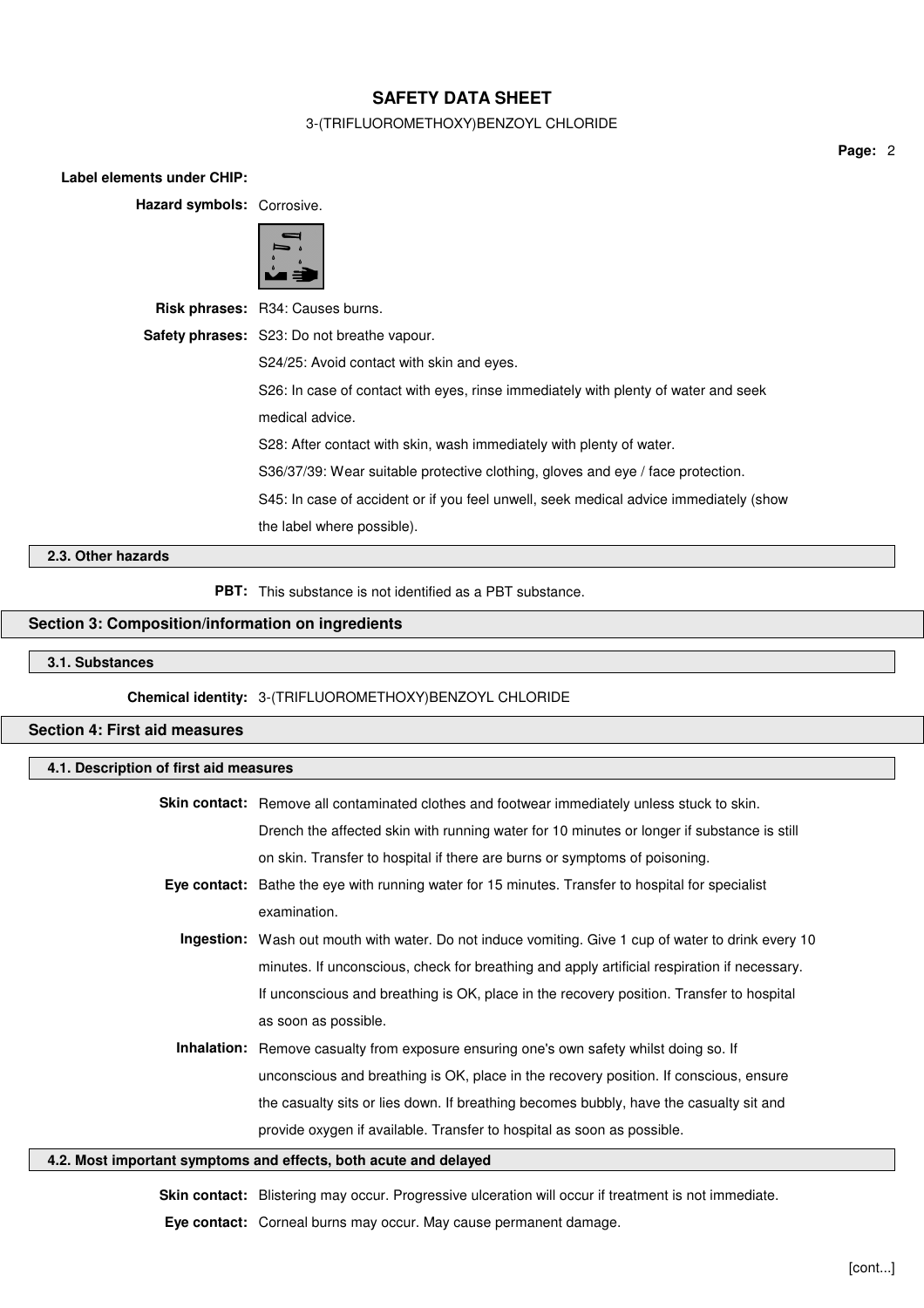**Label elements under CHIP:**

**Hazard symbols:** Corrosive.

**Risk phrases:** R34: Causes burns.

**Safety phrases:** S23: Do not breathe vapour.

S24/25: Avoid contact with skin and eyes.

S26: In case of contact with eyes, rinse immediately with plenty of water and seek medical advice.

S28: After contact with skin, wash immediately with plenty of water.

S36/37/39: Wear suitable protective clothing, gloves and eye / face protection.

S45: In case of accident or if you feel unwell, seek medical advice immediately (show the label where possible).

### 2.3. Other hazards

**PBT:** This substance is not identified as a PBT substance.

## Section 3: Composition/information on ingredients

### 3.1. Substances

**Chemical identity:** 3-(TRIFLUOROMETHOXY)BENZOYL CHLORIDE

## Section 4: First aid measures

### 4.1. Description of first aid measures

**Skin contact:** Remove all contaminated clothes and footwear immediately unless stuck to skin. Drench the affected skin with running water for 10 minutes or longer if substance is still on skin. Transfer to hospital if there are burns or symptoms of poisoning.

**Eye contact:** Bathe the eye with running water for 15 minutes. Transfer to hospital for specialist examination.

**Ingestion:** Wash out mouth with water. Do not induce vomiting. Give 1 cup of water to drink every 10 minutes. If unconscious, check for breathing and apply artificial respiration if necessary. If unconscious and breathing is OK, place in the recovery position. Transfer to hospital as soon as possible.

**Inhalation:** Remove casualty from exposure ensuring one's own safety whilst doing so. If unconscious and breathing is OK, place in the recovery position. If conscious, ensure the casualty sits or lies down. If breathing becomes bubbly, have the casualty sit and provide oxygen if available. Transfer to hospital as soon as possible.

### 4.2. Most important symptoms and effects, both acute and delayed

**Skin contact:** Blistering may occur. Progressive ulceration will occur if treatment is not immediate.

**Eye contact:** Corneal burns may occur. May cause permanent damage.

[cont...]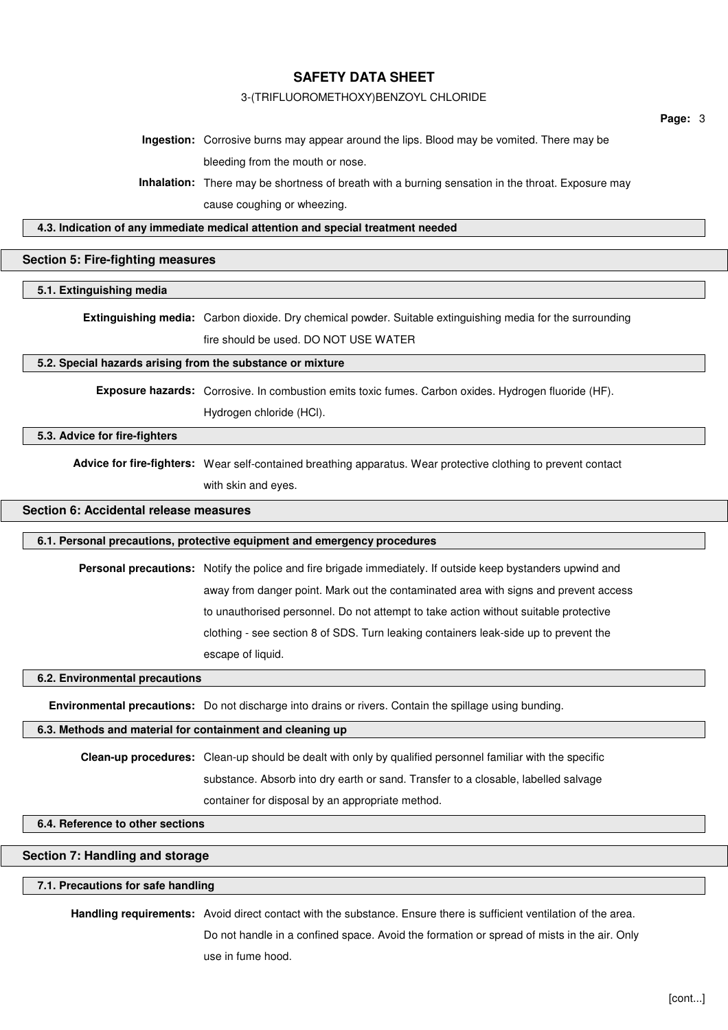**Ingestion:** Corrosive burns may appear around the lips. Blood may be vomited. There may be bleeding from the mouth or nose.

**Inhalation:** There may be shortness of breath with a burning sensation in the throat. Exposure may cause coughing or wheezing.

### 4.3. Indication of any immediate medical attention and special treatment needed

## Section 5: Fire-fighting measures

### 5.1. Extinguishing media

**Extinguishing media:** Carbon dioxide. Dry chemical powder. Suitable extinguishing media for the surrounding fire should be used. DO NOT USE WATER

### 5.2. Special hazards arising from the substance or mixture

**Exposure hazards:** Corrosive. In combustion emits toxic fumes. Carbon oxides. Hydrogen fluoride (HF). Hydrogen chloride (HCl).

### 5.3. Advice for fire-fighters

**Advice for fire-fighters:** Wear self-contained breathing apparatus. Wear protective clothing to prevent contact with skin and eyes.

## Section 6: Accidental release measures

### 6.1. Personal precautions, protective equipment and emergency procedures

**Personal precautions:** Notify the police and fire brigade immediately. If outside keep bystanders upwind and away from danger point. Mark out the contaminated area with signs and prevent access to unauthorised personnel. Do not attempt to take action without suitable protective clothing - see section 8 of SDS. Turn leaking containers leak-side up to prevent the escape of liquid.

### 6.2. Environmental precautions

**Environmental precautions:** Do not discharge into drains or rivers. Contain the spillage using bunding.

### 6.3. Methods and material for containment and cleaning up

**Clean-up procedures:** Clean-up should be dealt with only by qualified personnel familiar with the specific substance. Absorb into dry earth or sand. Transfer to a closable, labelled salvage container for disposal by an appropriate method.

### 6.4. Reference to other sections

## Section 7: Handling and storage

### 7.1. Precautions for safe handling

**Handling requirements:** Avoid direct contact with the substance. Ensure there is sufficient ventilation of the area. Do not handle in a confined space. Avoid the formation or spread of mists in the air. Only use in fume hood.

[cont...]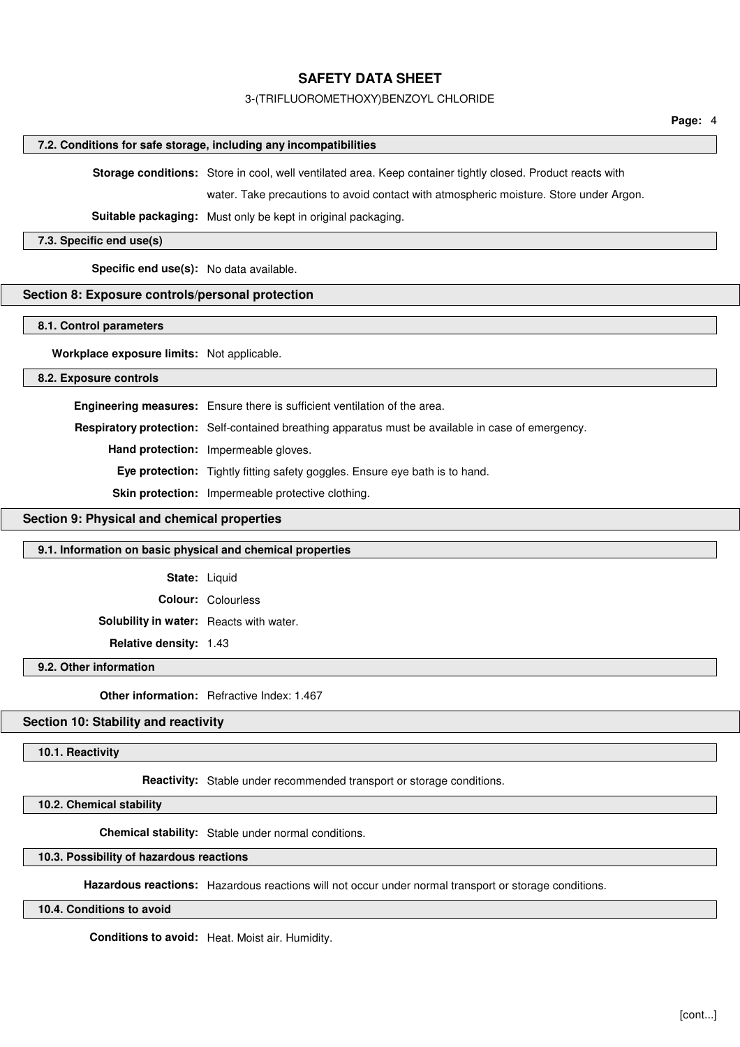### 7.2. Conditions for safe storage, including any incompatibilities

**Storage conditions:** Store in cool, well ventilated area. Keep container tightly closed. Product reacts with water. Take precautions to avoid contact with atmospheric moisture. Store under Argon.

**Suitable packaging:** Must only be kept in original packaging.

### 7.3. Specific end use(s)

**Specific end use(s):** No data available.

## Section 8: Exposure controls/personal protection

### 8.1. Control parameters

**Workplace exposure limits:** Not applicable.

### 8.2. Exposure controls

**Engineering measures:** Ensure there is sufficient ventilation of the area.

**Respiratory protection:** Self-contained breathing apparatus must be available in case of emergency.

**Hand protection:** Impermeable gloves.

**Eye protection:** Tightly fitting safety goggles. Ensure eye bath is to hand.

**Skin protection:** Impermeable protective clothing.

## Section 9: Physical and chemical properties

### 9.1. Information on basic physical and chemical properties

**State:** Liquid

**Colour:** Colourless

**Solubility in water:** Reacts with water.

**Relative density:** 1.43

### 9.2. Other information

**Other information:** Refractive Index: 1.467

## Section 10: Stability and reactivity

### 10.1. Reactivity

**Reactivity:** Stable under recommended transport or storage conditions.

### 10.2. Chemical stability

**Chemical stability:** Stable under normal conditions.

### 10.3. Possibility of hazardous reactions

**Hazardous reactions:** Hazardous reactions will not occur under normal transport or storage conditions.

### 10.4. Conditions to avoid

**Conditions to avoid:** Heat. Moist air. Humidity.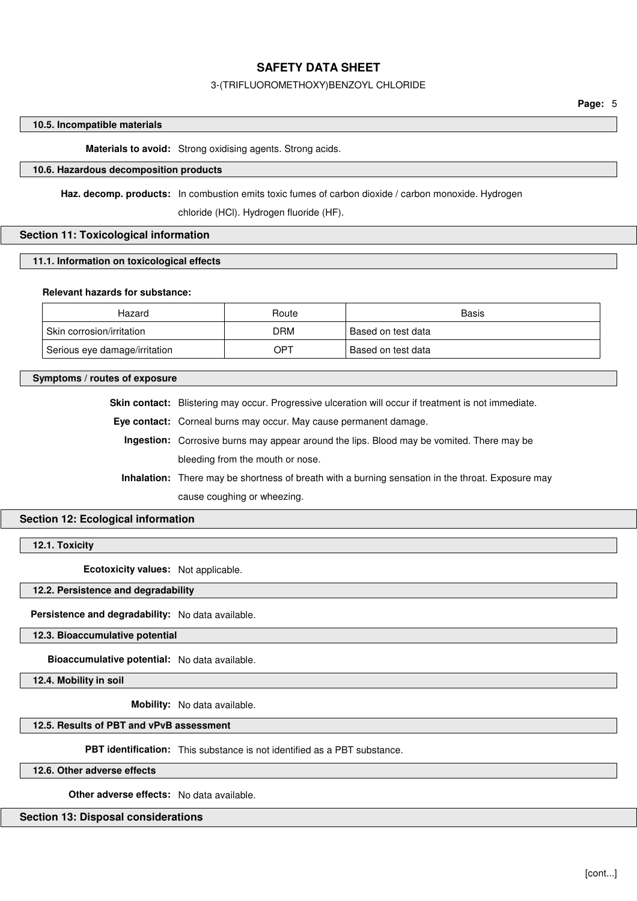### 10.5. Incompatible materials

**Materials to avoid:** Strong oxidising agents. Strong acids.

### 10.6. Hazardous decomposition products

**Haz. decomp. products:** In combustion emits toxic fumes of carbon dioxide / carbon monoxide. Hydrogen chloride (HCl). Hydrogen fluoride (HF).

## Section 11: Toxicological information

### 11.1. Information on toxicological effects

**Relevant hazards for substance:**

| Hazard | Route | Basis |
|---|---|---|
| Skin corrosion/irritation | DRM | Based on test data |
| Serious eye damage/irritation | OPT | Based on test data |

### Symptoms / routes of exposure

**Skin contact:** Blistering may occur. Progressive ulceration will occur if treatment is not immediate.

**Eye contact:** Corneal burns may occur. May cause permanent damage.

**Ingestion:** Corrosive burns may appear around the lips. Blood may be vomited. There may be bleeding from the mouth or nose.

**Inhalation:** There may be shortness of breath with a burning sensation in the throat. Exposure may cause coughing or wheezing.

## Section 12: Ecological information

### 12.1. Toxicity

**Ecotoxicity values:** Not applicable.

### 12.2. Persistence and degradability

**Persistence and degradability:** No data available.

### 12.3. Bioaccumulative potential

**Bioaccumulative potential:** No data available.

### 12.4. Mobility in soil

**Mobility:** No data available.

### 12.5. Results of PBT and vPvB assessment

**PBT identification:** This substance is not identified as a PBT substance.

### 12.6. Other adverse effects

**Other adverse effects:** No data available.

## Section 13: Disposal considerations

[cont...]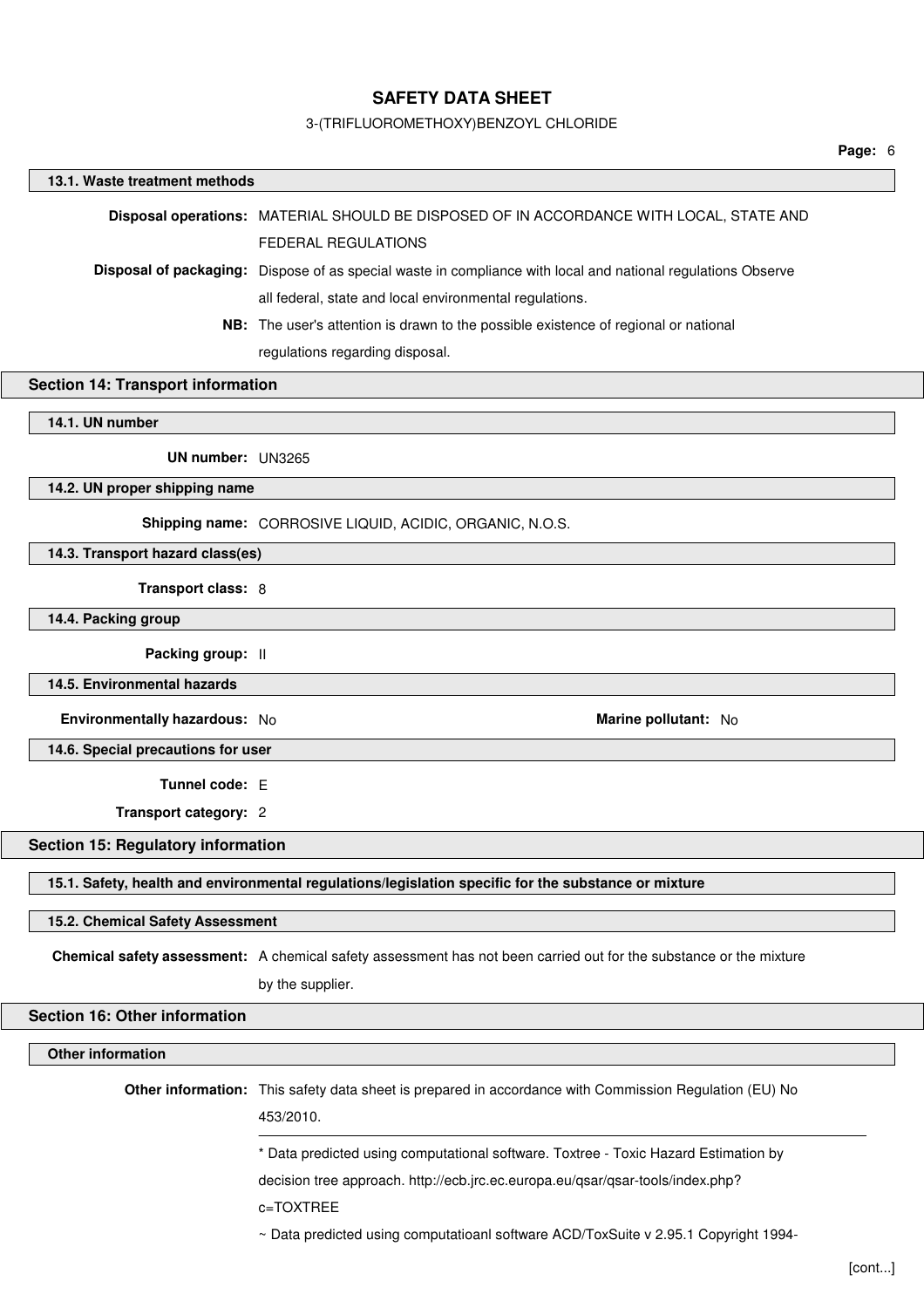### 13.1. Waste treatment methods

**Disposal operations:** MATERIAL SHOULD BE DISPOSED OF IN ACCORDANCE WITH LOCAL, STATE AND FEDERAL REGULATIONS

**Disposal of packaging:** Dispose of as special waste in compliance with local and national regulations Observe all federal, state and local environmental regulations.

**NB:** The user's attention is drawn to the possible existence of regional or national regulations regarding disposal.

## Section 14: Transport information

### 14.1. UN number

**UN number:** UN3265

### 14.2. UN proper shipping name

**Shipping name:** CORROSIVE LIQUID, ACIDIC, ORGANIC, N.O.S.

### 14.3. Transport hazard class(es)

**Transport class:** 8

### 14.4. Packing group

**Packing group:** II

### 14.5. Environmental hazards

**Environmentally hazardous:** No

**Marine pollutant:** No

### 14.6. Special precautions for user

**Tunnel code:** E

**Transport category:** 2

## Section 15: Regulatory information

### 15.1. Safety, health and environmental regulations/legislation specific for the substance or mixture

### 15.2. Chemical Safety Assessment

**Chemical safety assessment:** A chemical safety assessment has not been carried out for the substance or the mixture by the supplier.

## Section 16: Other information

### Other information

**Other information:** This safety data sheet is prepared in accordance with Commission Regulation (EU) No 453/2010.

---

* Data predicted using computational software. Toxtree - Toxic Hazard Estimation by decision tree approach. http://ecb.jrc.ec.europa.eu/qsar/qsar-tools/index.php?c=TOXTREE

~ Data predicted using computatioanl software ACD/ToxSuite v 2.95.1 Copyright 1994-

[cont...]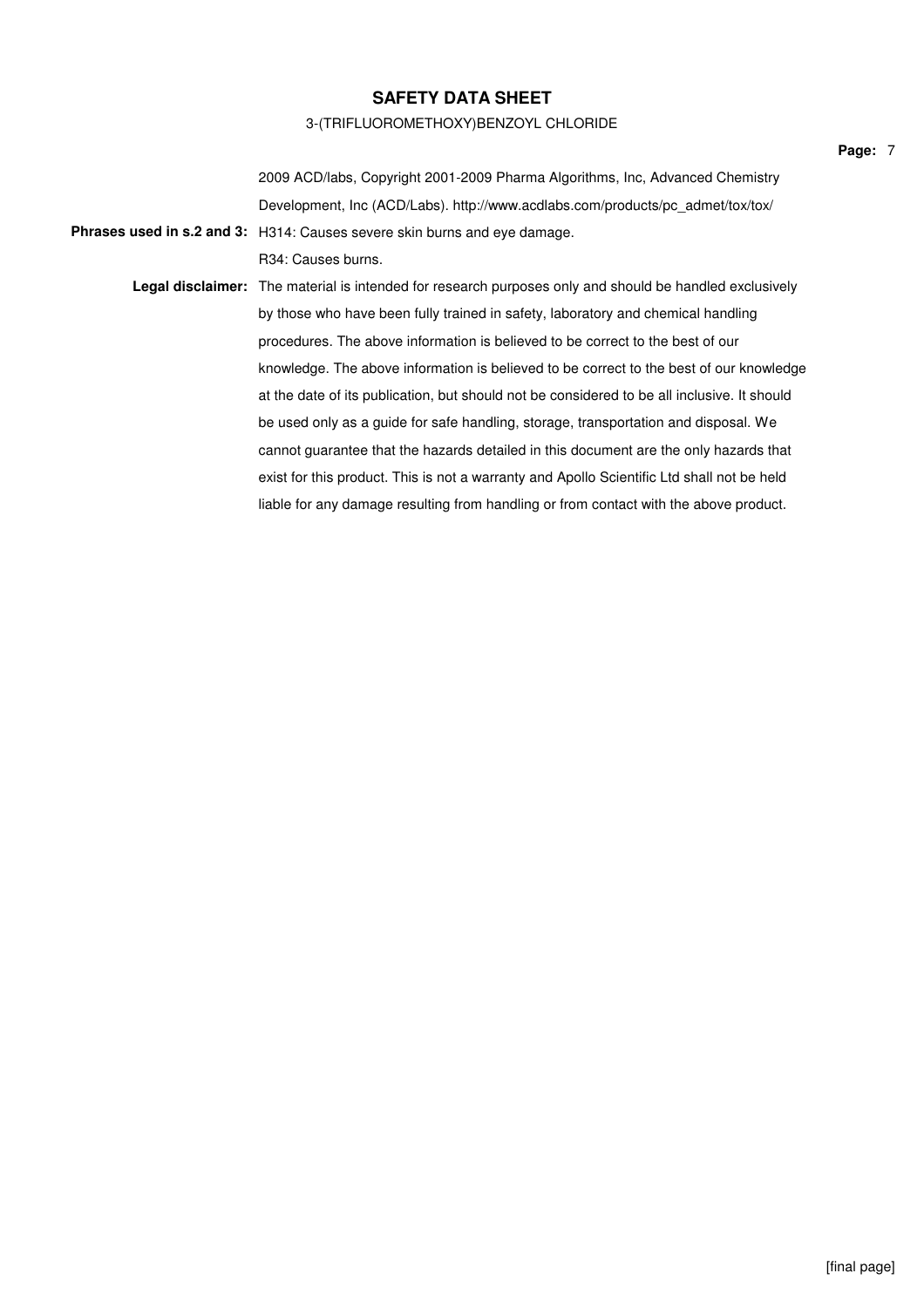2009 ACD/labs, Copyright 2001-2009 Pharma Algorithms, Inc, Advanced Chemistry Development, Inc (ACD/Labs). http://www.acdlabs.com/products/pc_admet/tox/tox/

**Phrases used in s.2 and 3:** H314: Causes severe skin burns and eye damage.

R34: Causes burns.

**Legal disclaimer:** The material is intended for research purposes only and should be handled exclusively by those who have been fully trained in safety, laboratory and chemical handling procedures. The above information is believed to be correct to the best of our knowledge. The above information is believed to be correct to the best of our knowledge at the date of its publication, but should not be considered to be all inclusive. It should be used only as a guide for safe handling, storage, transportation and disposal. We cannot guarantee that the hazards detailed in this document are the only hazards that exist for this product. This is not a warranty and Apollo Scientific Ltd shall not be held liable for any damage resulting from handling or from contact with the above product.

[final page]